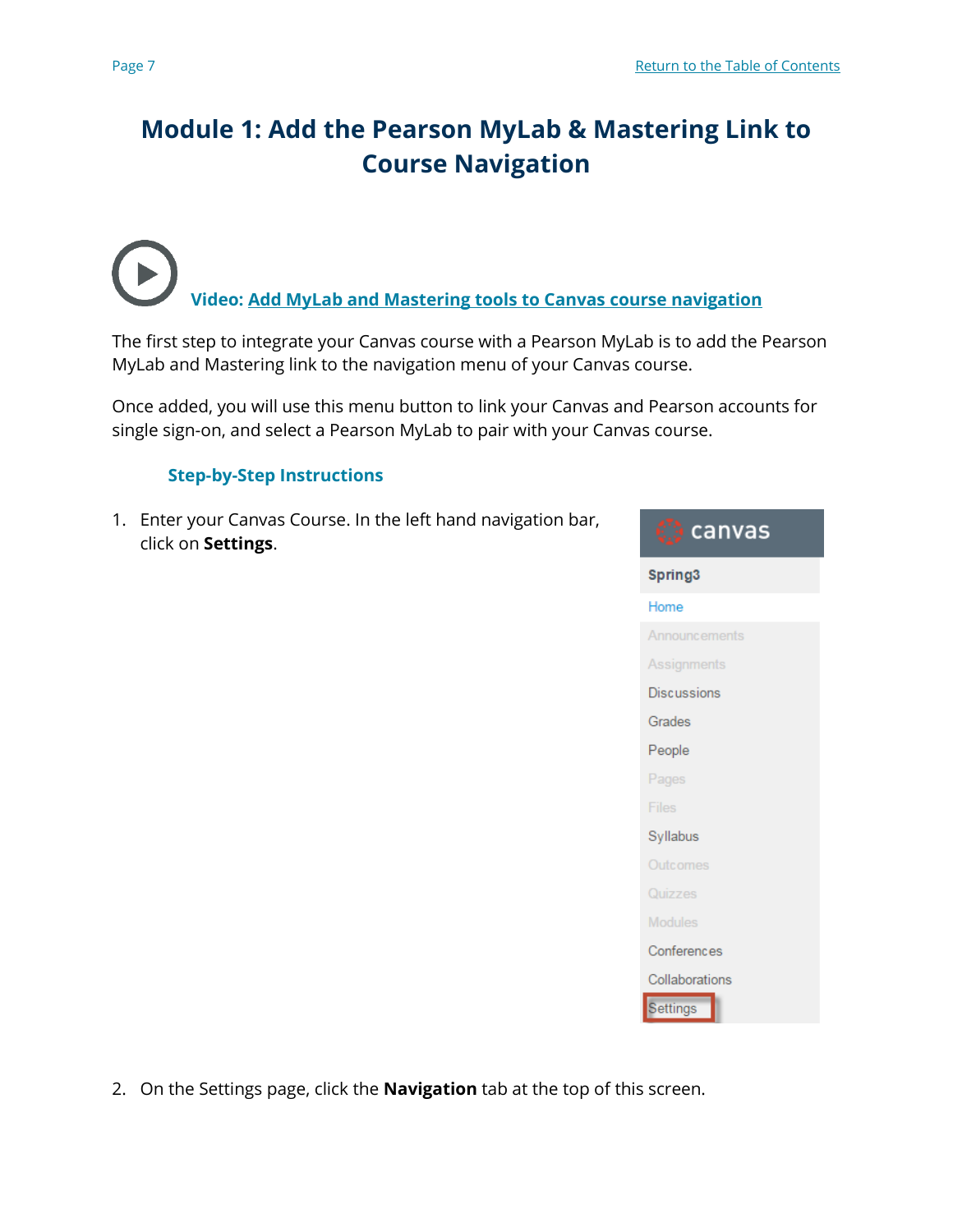# Module 1: Add the Pearson MyLab & Mastering Link to Course Navigation

**Video: Add MyLab and Mastering tools to Canvas course navigation**

The first step to integrate your Canvas course with a Pearson MyLab is to add the Pearson MyLab and Mastering link to the navigation menu of your Canvas course.

Once added, you will use this menu button to link your Canvas and Pearson accounts for single sign-on, and select a Pearson MyLab to pair with your Canvas course.

### Step-by-Step Instructions

1. Enter your Canvas Course. In the left hand navigation bar, click on **Settings**.

2. On the Settings page, click the **Navigation** tab at the top of this screen.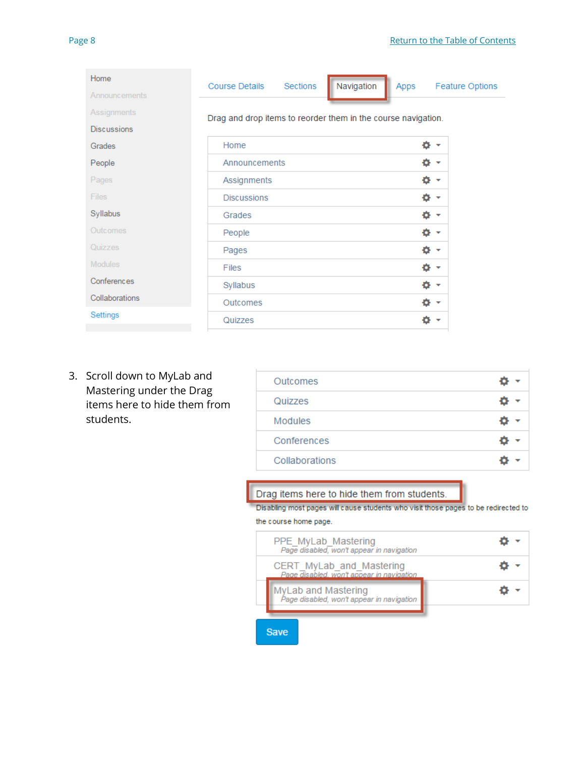3. Scroll down to MyLab and Mastering under the Drag items here to hide them from students.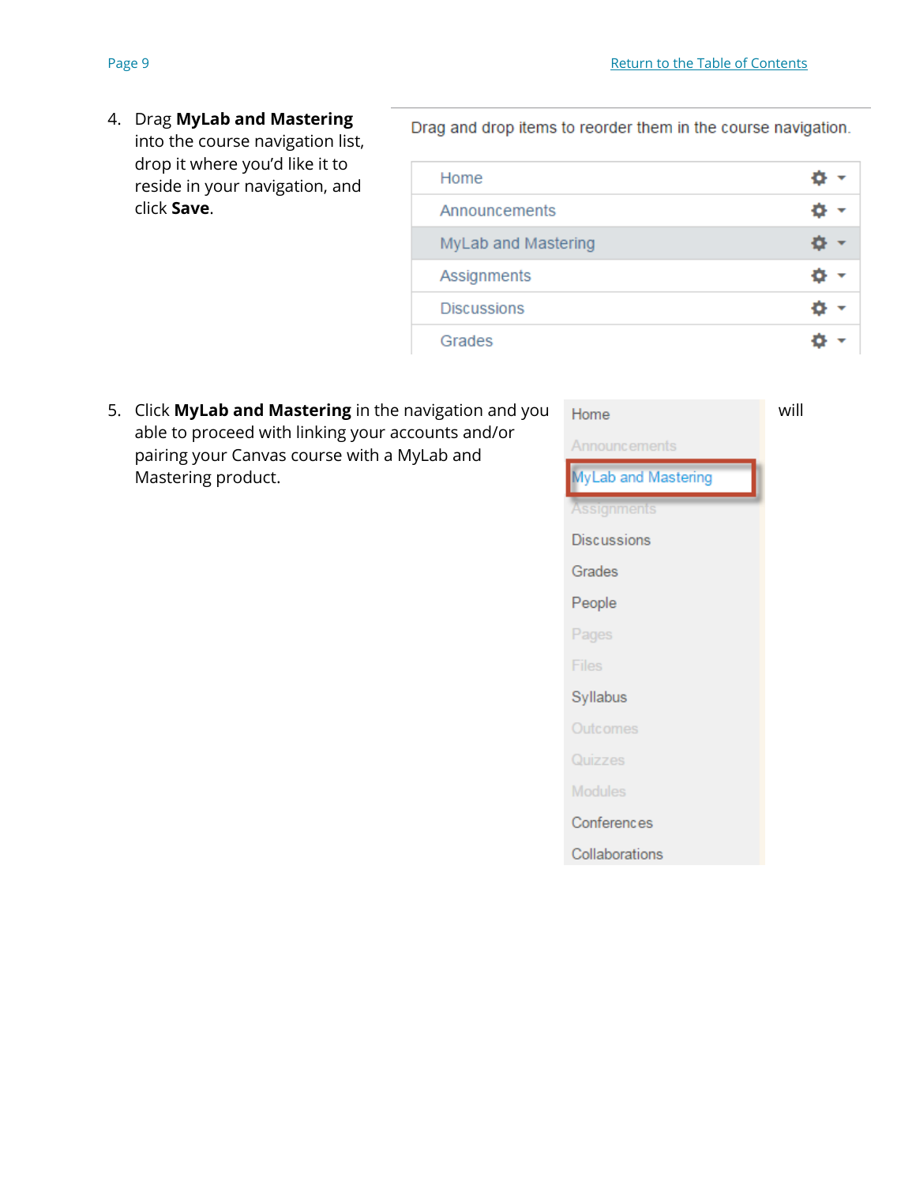4. Drag **MyLab and Mastering** into the course navigation list, drop it where you'd like it to reside in your navigation, and click **Save**.

Drag and drop items to reorder them in the course navigation.

- Home
- Announcements
- MyLab and Mastering
- Assignments
- Discussions
- Grades

5. Click **MyLab and Mastering** in the navigation and you will able to proceed with linking your accounts and/or pairing your Canvas course with a MyLab and Mastering product.

- Home
- Announcements
- MyLab and Mastering
- Assignments
- Discussions
- Grades
- People
- Pages
- Files
- Syllabus
- Outcomes
- Quizzes
- Modules
- Conferences
- Collaborations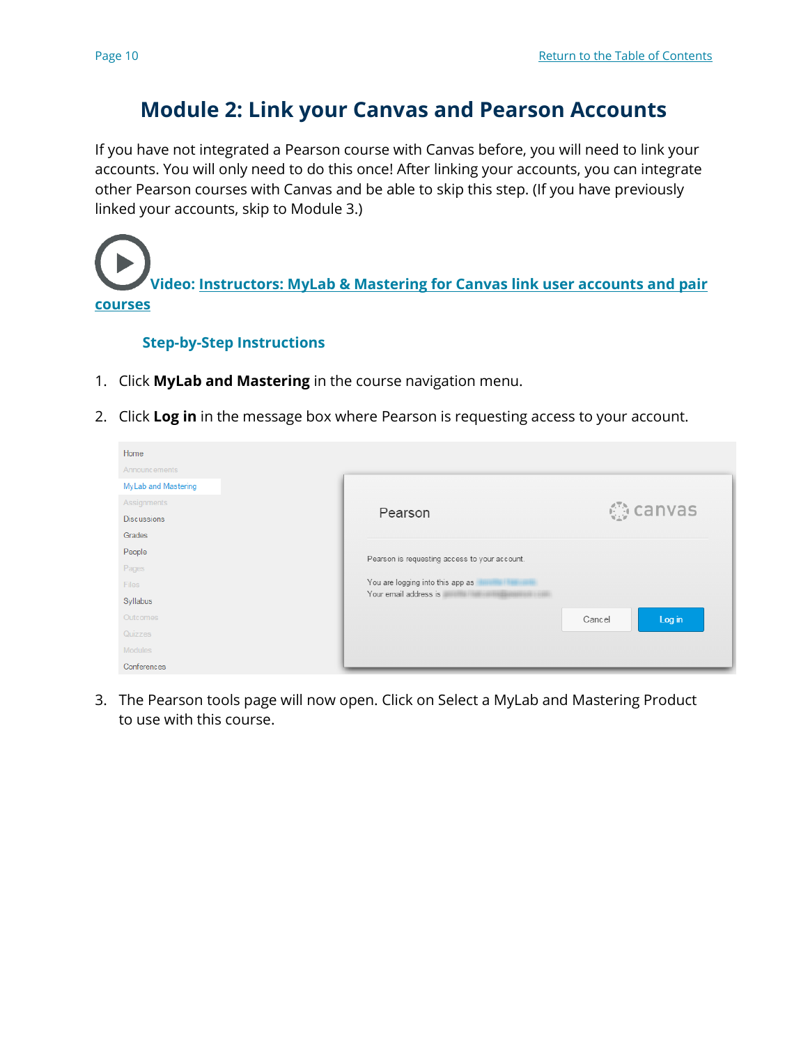# Module 2: Link your Canvas and Pearson Accounts

If you have not integrated a Pearson course with Canvas before, you will need to link your accounts. You will only need to do this once! After linking your accounts, you can integrate other Pearson courses with Canvas and be able to skip this step. (If you have previously linked your accounts, skip to Module 3.)

**Video: Instructors: MyLab & Mastering for Canvas link user accounts and pair courses**

### Step-by-Step Instructions

1. Click **MyLab and Mastering** in the course navigation menu.
2. Click **Log in** in the message box where Pearson is requesting access to your account.
3. The Pearson tools page will now open. Click on Select a MyLab and Mastering Product to use with this course.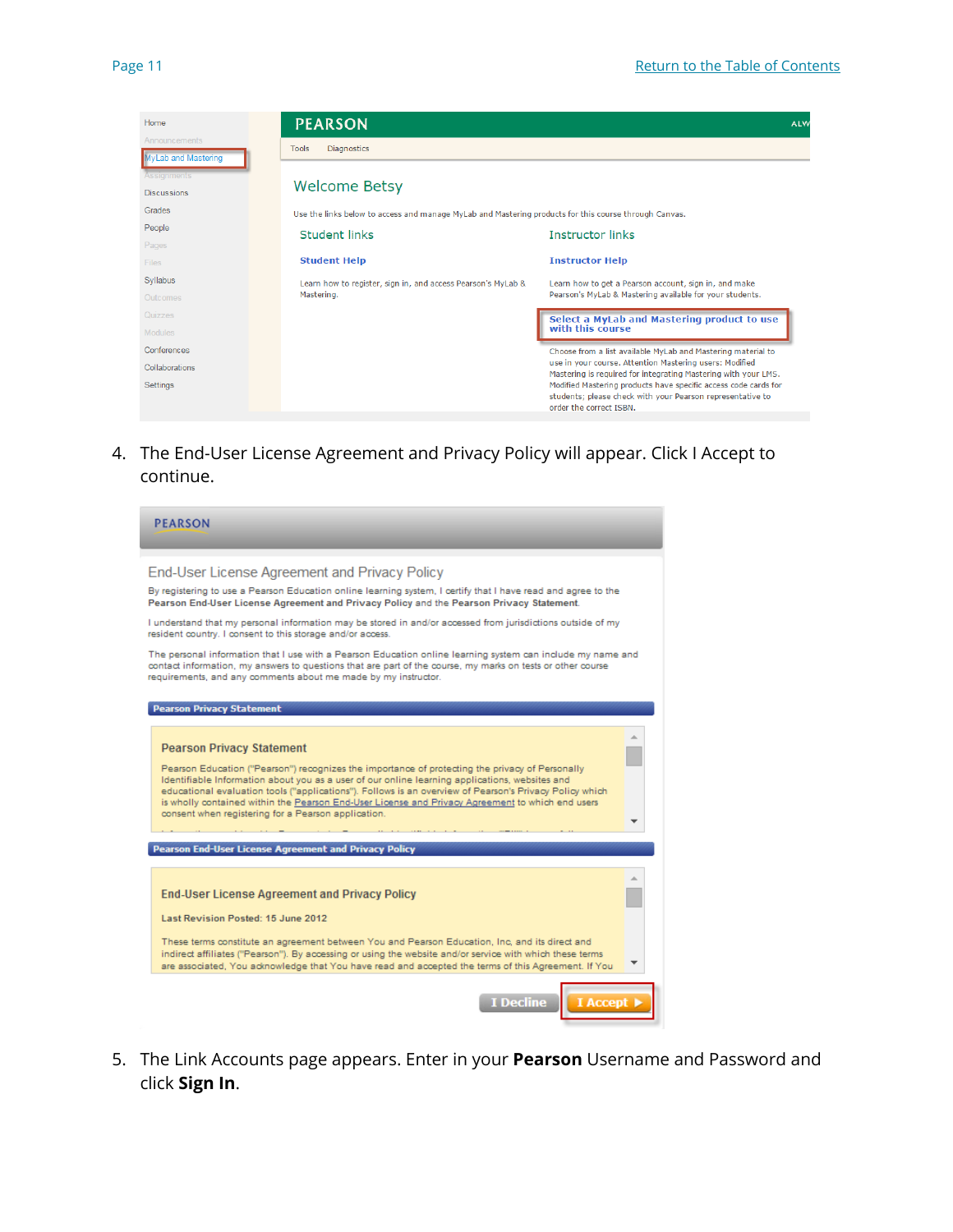4. The End-User License Agreement and Privacy Policy will appear. Click I Accept to continue.

5. The Link Accounts page appears. Enter in your **Pearson** Username and Password and click **Sign In**.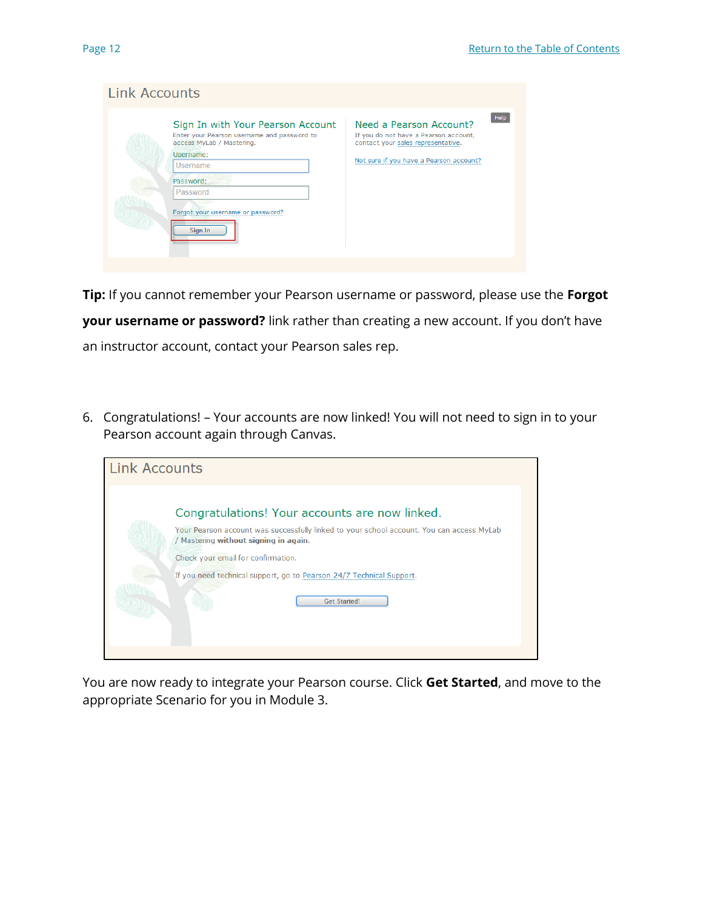Link Accounts

Sign In with Your Pearson Account

Enter your Pearson username and password to access MyLab / Mastering.

Username:

Password:

Forgot your username or password?

Sign In

Need a Pearson Account?

If you do not have a Pearson account, contact your sales representative.

Not sure if you have a Pearson account?

Help

**Tip:** If you cannot remember your Pearson username or password, please use the **Forgot your username or password?** link rather than creating a new account. If you don't have an instructor account, contact your Pearson sales rep.

6. Congratulations! – Your accounts are now linked! You will not need to sign in to your Pearson account again through Canvas.

Link Accounts

Congratulations! Your accounts are now linked.

Your Pearson account was successfully linked to your school account. You can access MyLab / Mastering **without signing in again.**

Check your email for confirmation.

If you need technical support, go to Pearson 24/7 Technical Support.

Get Started!

You are now ready to integrate your Pearson course. Click **Get Started**, and move to the appropriate Scenario for you in Module 3.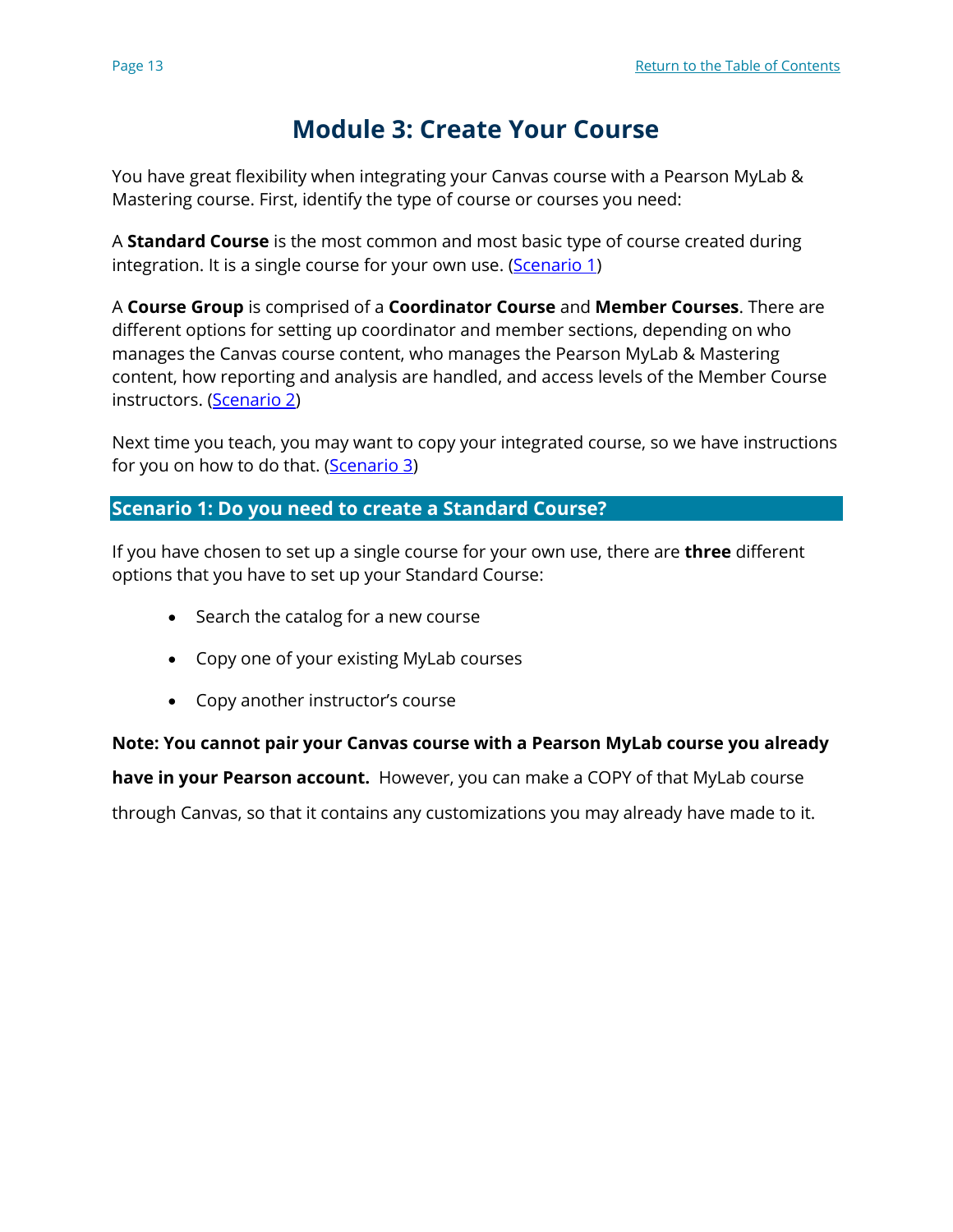# Module 3: Create Your Course

You have great flexibility when integrating your Canvas course with a Pearson MyLab & Mastering course. First, identify the type of course or courses you need:

A **Standard Course** is the most common and most basic type of course created during integration. It is a single course for your own use. (Scenario 1)

A **Course Group** is comprised of a **Coordinator Course** and **Member Courses**. There are different options for setting up coordinator and member sections, depending on who manages the Canvas course content, who manages the Pearson MyLab & Mastering content, how reporting and analysis are handled, and access levels of the Member Course instructors. (Scenario 2)

Next time you teach, you may want to copy your integrated course, so we have instructions for you on how to do that. (Scenario 3)

## Scenario 1: Do you need to create a Standard Course?

If you have chosen to set up a single course for your own use, there are **three** different options that you have to set up your Standard Course:

- Search the catalog for a new course
- Copy one of your existing MyLab courses
- Copy another instructor's course

**Note: You cannot pair your Canvas course with a Pearson MyLab course you already have in your Pearson account.** However, you can make a COPY of that MyLab course through Canvas, so that it contains any customizations you may already have made to it.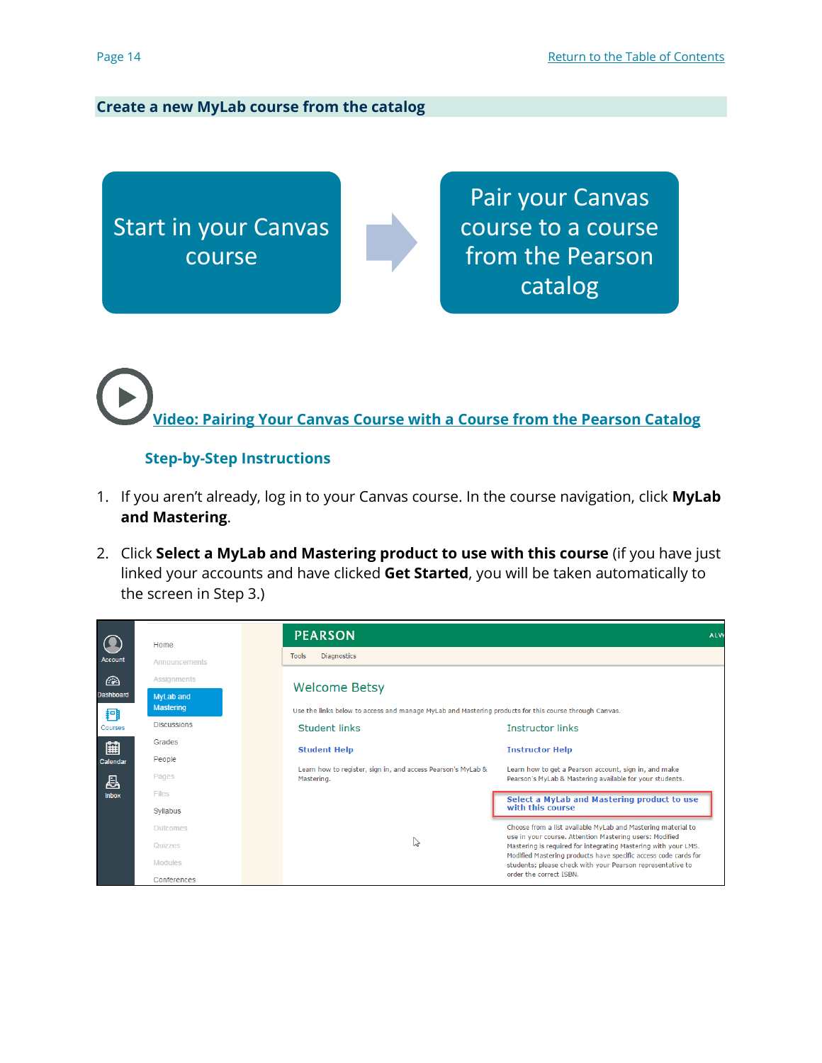## Create a new MyLab course from the catalog

Start in your Canvas course → Pair your Canvas course to a course from the Pearson catalog

[Video: Pairing Your Canvas Course with a Course from the Pearson Catalog]

### Step-by-Step Instructions

1. If you aren't already, log in to your Canvas course. In the course navigation, click **MyLab and Mastering**.
2. Click **Select a MyLab and Mastering product to use with this course** (if you have just linked your accounts and have clicked **Get Started**, you will be taken automatically to the screen in Step 3.)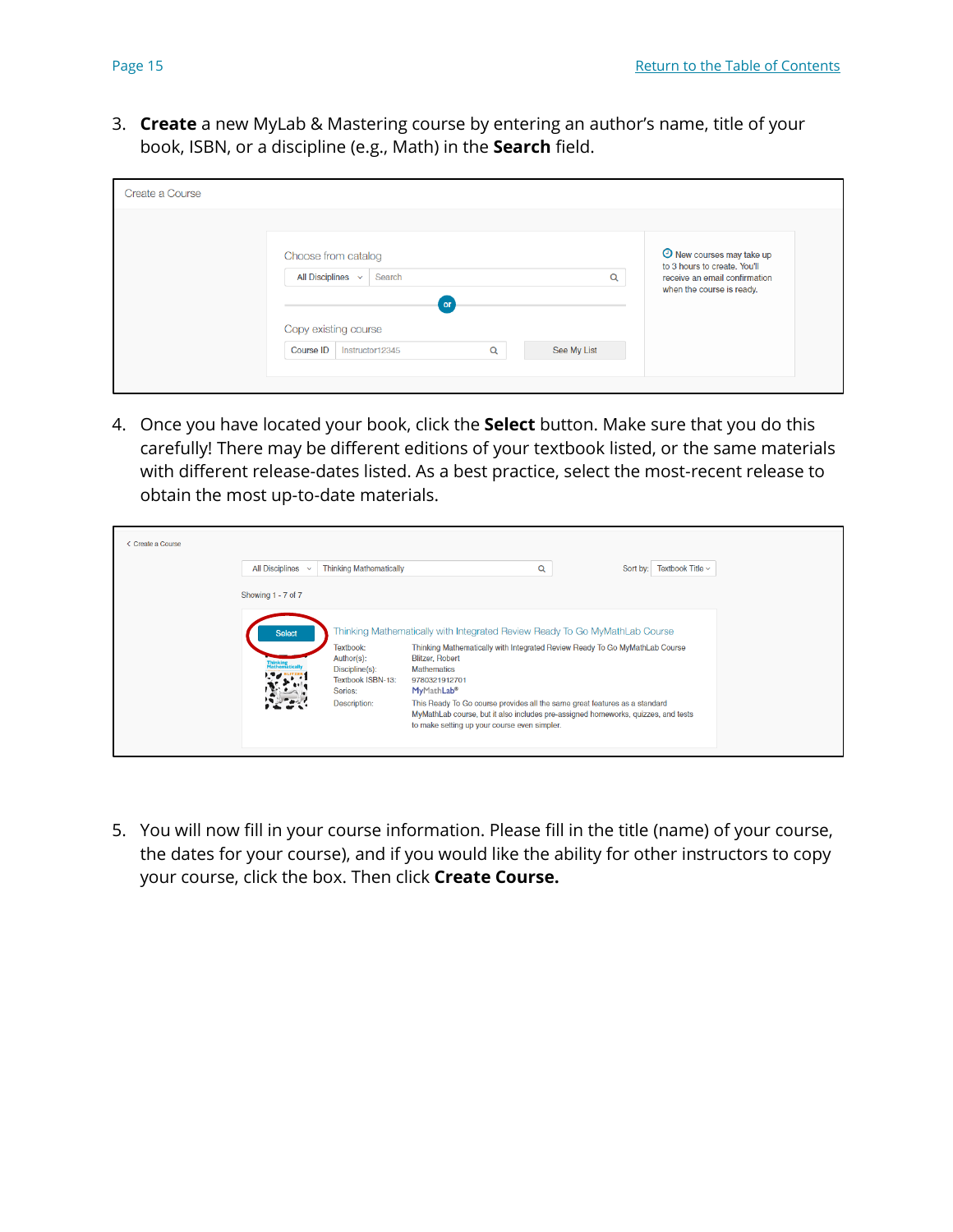3. **Create** a new MyLab & Mastering course by entering an author's name, title of your book, ISBN, or a discipline (e.g., Math) in the **Search** field.

4. Once you have located your book, click the **Select** button. Make sure that you do this carefully! There may be different editions of your textbook listed, or the same materials with different release-dates listed. As a best practice, select the most-recent release to obtain the most up-to-date materials.

5. You will now fill in your course information. Please fill in the title (name) of your course, the dates for your course), and if you would like the ability for other instructors to copy your course, click the box. Then click **Create Course.**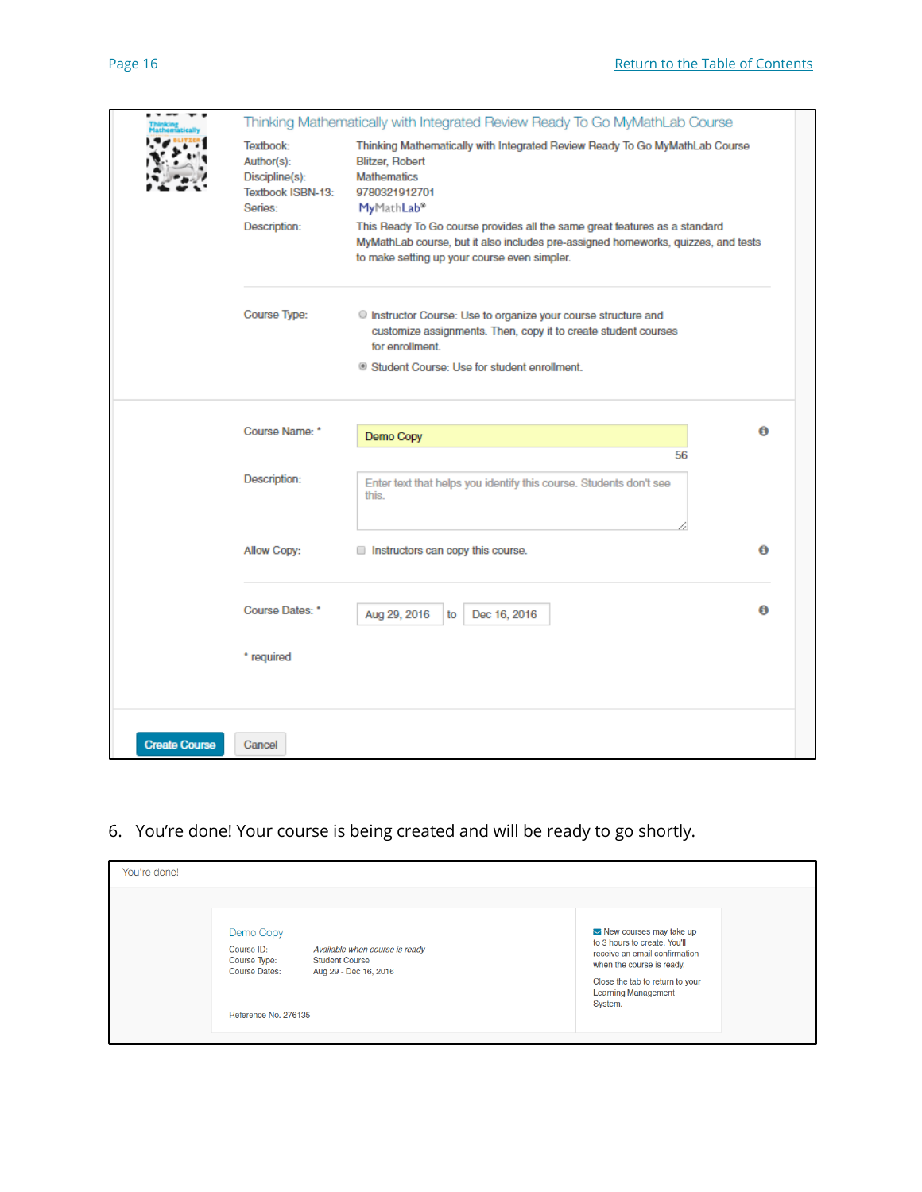Thinking Mathematically with Integrated Review Ready To Go MyMathLab Course

Textbook: Thinking Mathematically with Integrated Review Ready To Go MyMathLab Course
Author(s): Blitzer, Robert
Discipline(s): Mathematics
Textbook ISBN-13: 9780321912701
Series: MyMathLab®
Description: This Ready To Go course provides all the same great features as a standard MyMathLab course, but it also includes pre-assigned homeworks, quizzes, and tests to make setting up your course even simpler.

Course Type:
- Instructor Course: Use to organize your course structure and customize assignments. Then, copy it to create student courses for enrollment.
- Student Course: Use for student enrollment.

Course Name: * Demo Copy (56)

Description: Enter text that helps you identify this course. Students don't see this.

Allow Copy: Instructors can copy this course.

Course Dates: * Aug 29, 2016 to Dec 16, 2016

* required

Create Course | Cancel

6. You're done! Your course is being created and will be ready to go shortly.

You're done!

Demo Copy

Course ID: *Available when course is ready*
Course Type: Student Course
Course Dates: Aug 29 - Dec 16, 2016

Reference No. 276135

New courses may take up to 3 hours to create. You'll receive an email confirmation when the course is ready.

Close the tab to return to your Learning Management System.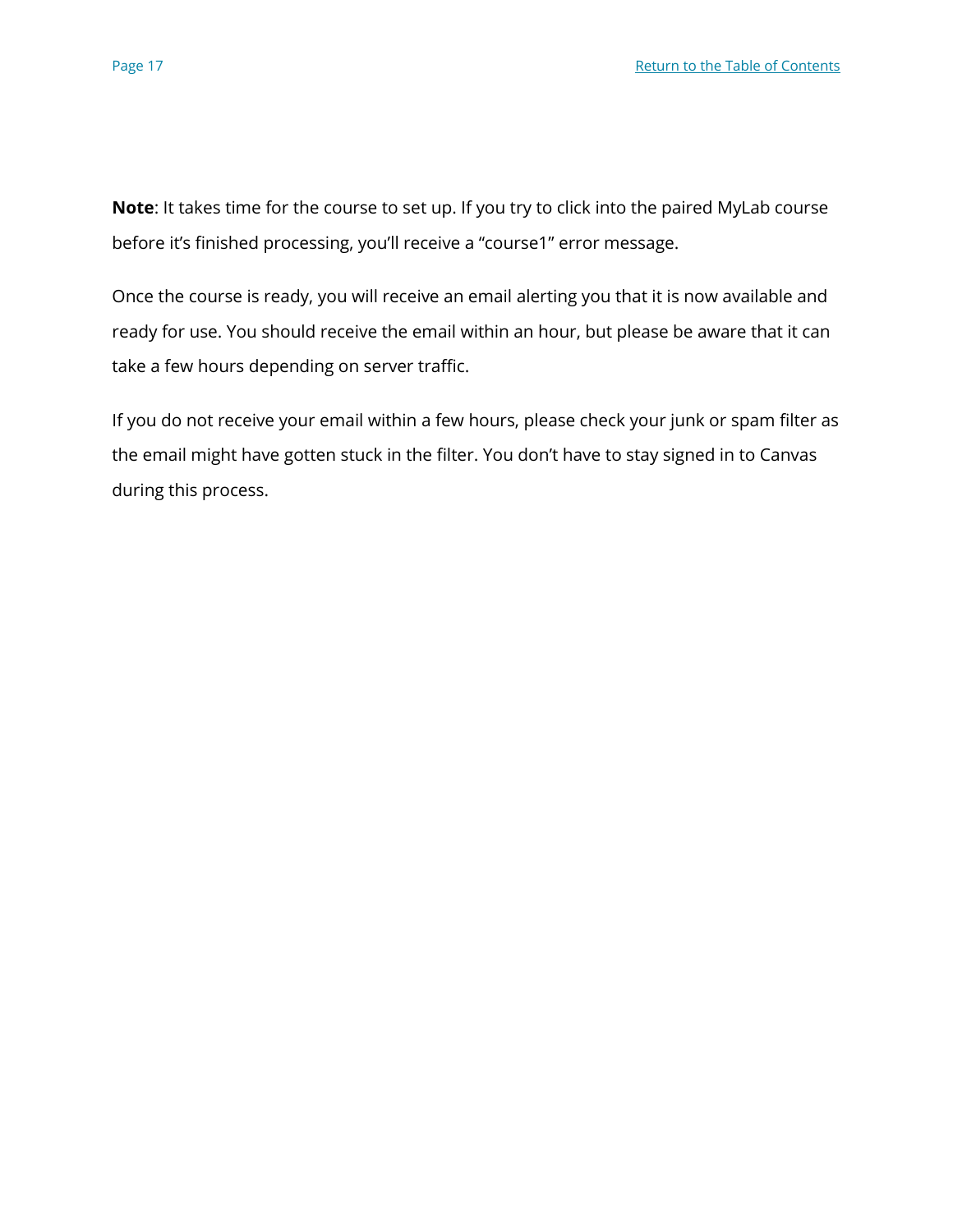**Note**: It takes time for the course to set up. If you try to click into the paired MyLab course before it's finished processing, you'll receive a "course1" error message.

Once the course is ready, you will receive an email alerting you that it is now available and ready for use. You should receive the email within an hour, but please be aware that it can take a few hours depending on server traffic.

If you do not receive your email within a few hours, please check your junk or spam filter as the email might have gotten stuck in the filter. You don't have to stay signed in to Canvas during this process.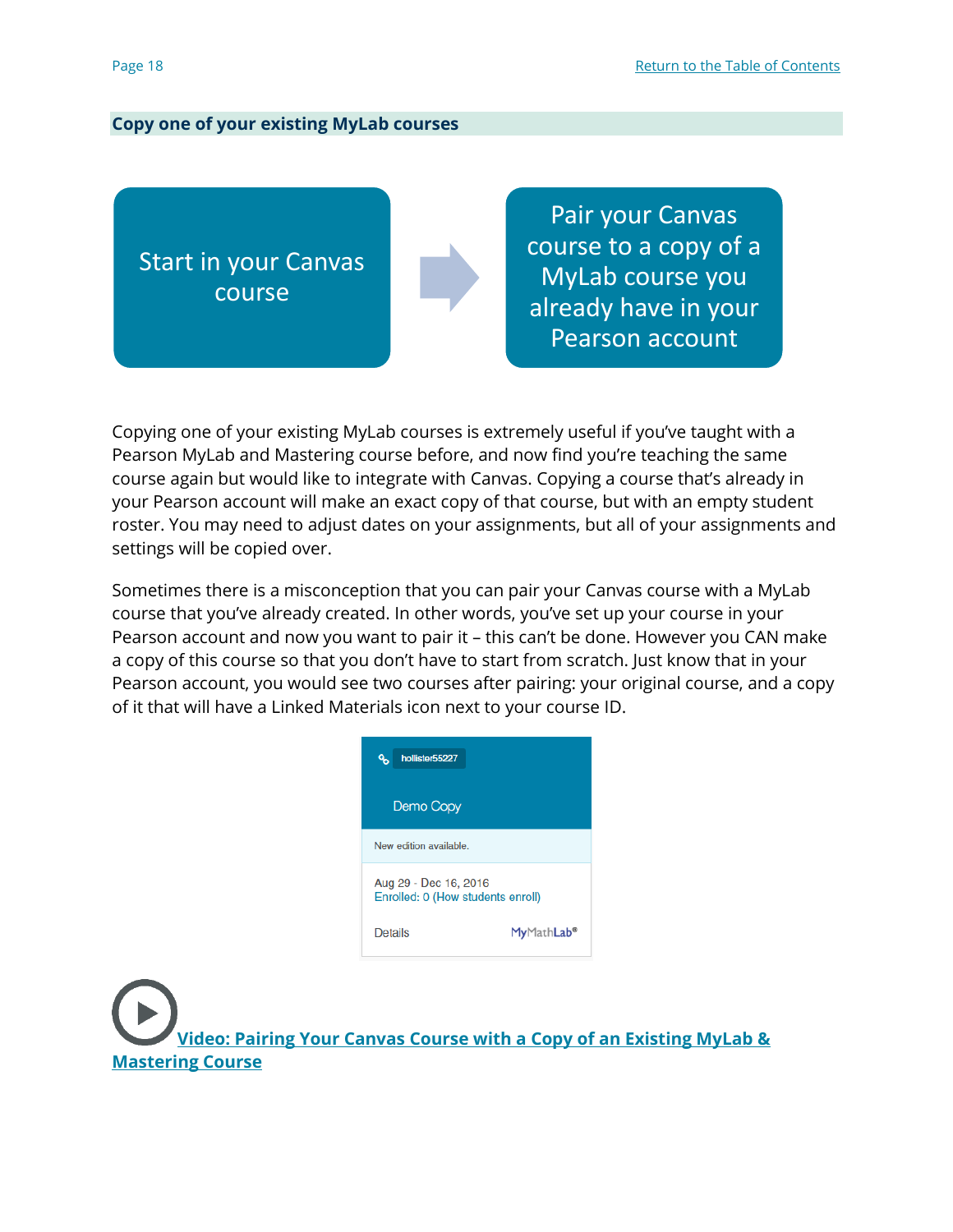## Copy one of your existing MyLab courses

Start in your Canvas course → Pair your Canvas course to a copy of a MyLab course you already have in your Pearson account

Copying one of your existing MyLab courses is extremely useful if you've taught with a Pearson MyLab and Mastering course before, and now find you're teaching the same course again but would like to integrate with Canvas. Copying a course that's already in your Pearson account will make an exact copy of that course, but with an empty student roster. You may need to adjust dates on your assignments, but all of your assignments and settings will be copied over.

Sometimes there is a misconception that you can pair your Canvas course with a MyLab course that you've already created. In other words, you've set up your course in your Pearson account and now you want to pair it – this can't be done. However you CAN make a copy of this course so that you don't have to start from scratch. Just know that in your Pearson account, you would see two courses after pairing: your original course, and a copy of it that will have a Linked Materials icon next to your course ID.

hollister55227

Demo Copy

New edition available.

Aug 29 - Dec 16, 2016
Enrolled: 0 (How students enroll)

Details MyMathLab®

[Video: Pairing Your Canvas Course with a Copy of an Existing MyLab & Mastering Course]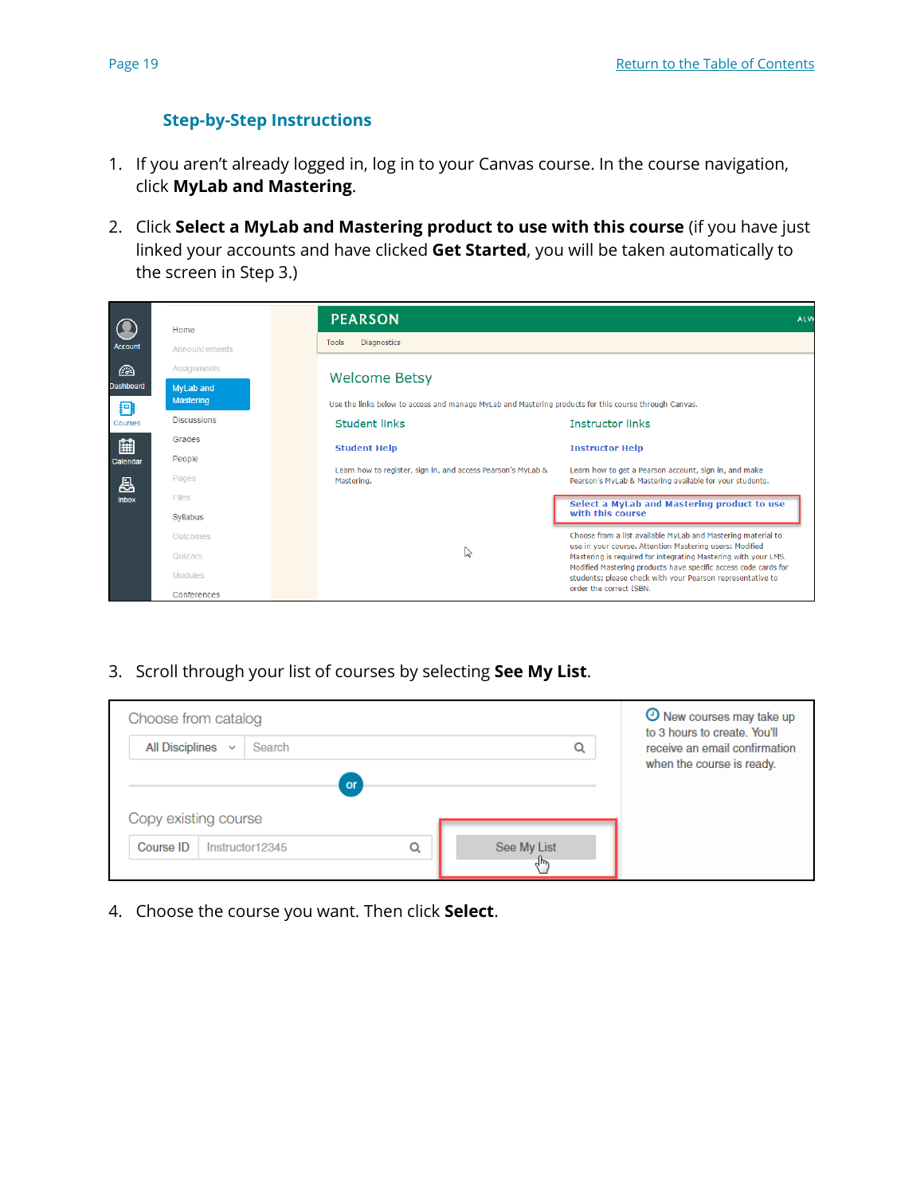### Step-by-Step Instructions

1. If you aren't already logged in, log in to your Canvas course. In the course navigation, click **MyLab and Mastering**.

2. Click **Select a MyLab and Mastering product to use with this course** (if you have just linked your accounts and have clicked **Get Started**, you will be taken automatically to the screen in Step 3.)

3. Scroll through your list of courses by selecting **See My List**.

4. Choose the course you want. Then click **Select**.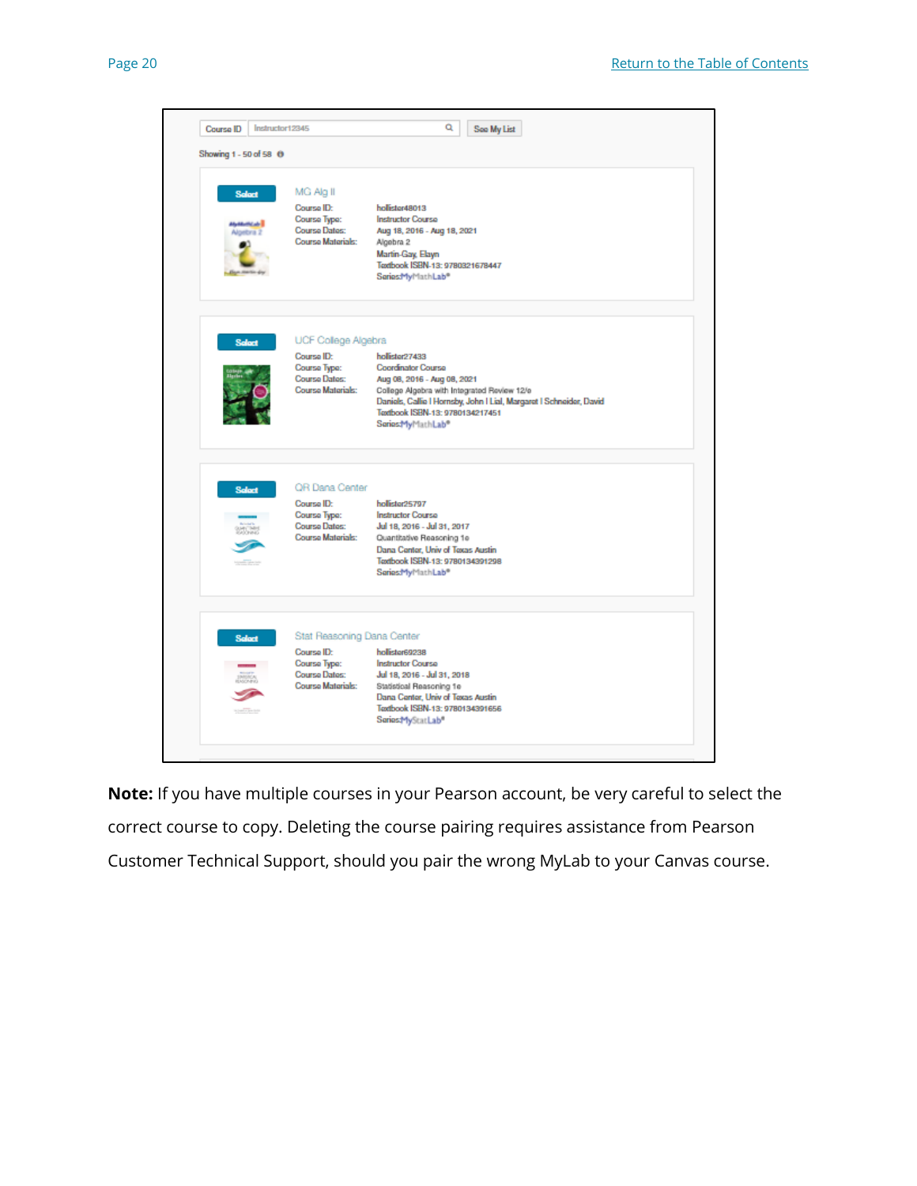Course ID | Instructor12345 | See My List

Showing 1 - 50 of 58

**Select** MG Alg II

Course ID: hollister48013
Course Type: Instructor Course
Course Dates: Aug 18, 2016 - Aug 18, 2021
Course Materials: Algebra 2
Martin-Gay, Elayn
Textbook ISBN-13: 9780321678447
Series: MyMathLab®

**Select** UCF College Algebra

Course ID: hollister27433
Course Type: Coordinator Course
Course Dates: Aug 08, 2016 - Aug 08, 2021
Course Materials: College Algebra with Integrated Review 12/e
Daniels, Callie I Hornsby, John I Lial, Margaret I Schneider, David
Textbook ISBN-13: 9780134217451
Series: MyMathLab®

**Select** QR Dana Center

Course ID: hollister25797
Course Type: Instructor Course
Course Dates: Jul 18, 2016 - Jul 31, 2017
Course Materials: Quantitative Reasoning 1e
Dana Center, Univ of Texas Austin
Textbook ISBN-13: 9780134391298
Series: MyMathLab®

**Select** Stat Reasoning Dana Center

Course ID: hollister69238
Course Type: Instructor Course
Course Dates: Jul 18, 2016 - Jul 31, 2018
Course Materials: Statistical Reasoning 1e
Dana Center, Univ of Texas Austin
Textbook ISBN-13: 9780134391656
Series: MyStatLab®

**Note:** If you have multiple courses in your Pearson account, be very careful to select the correct course to copy. Deleting the course pairing requires assistance from Pearson Customer Technical Support, should you pair the wrong MyLab to your Canvas course.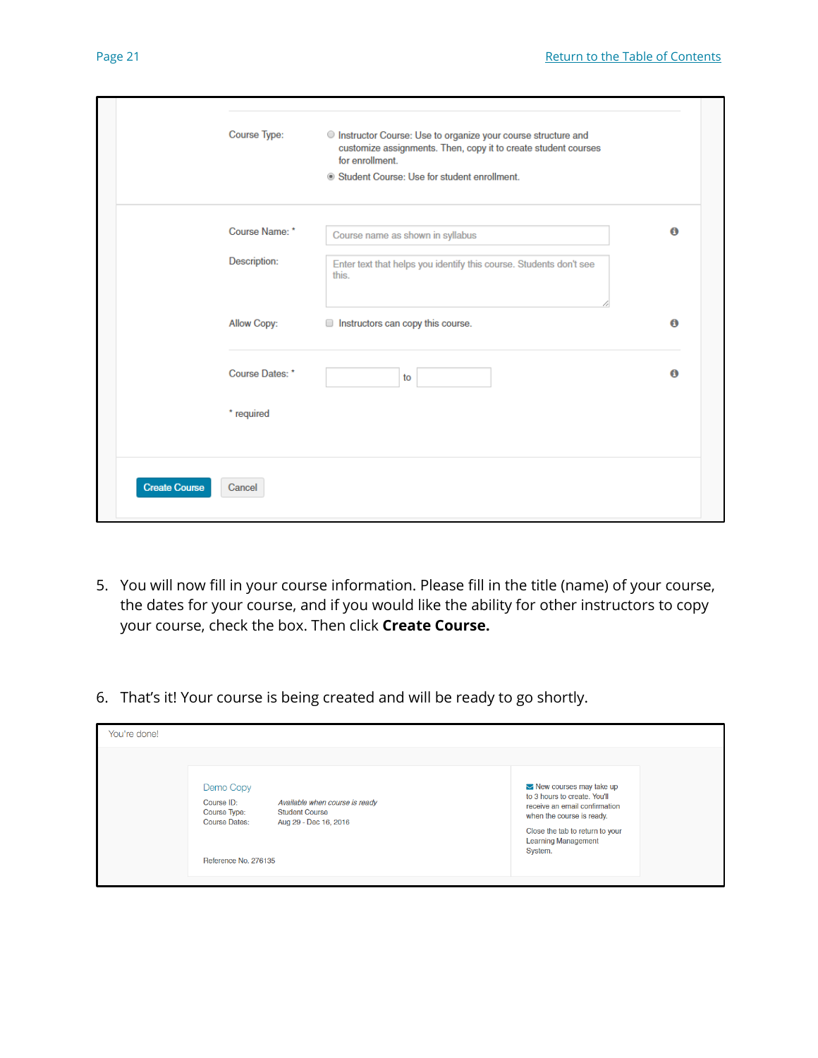Course Type:

- Instructor Course: Use to organize your course structure and customize assignments. Then, copy it to create student courses for enrollment.
- Student Course: Use for student enrollment.

Course Name: * Course name as shown in syllabus

Description: Enter text that helps you identify this course. Students don't see this.

Allow Copy: Instructors can copy this course.

Course Dates: * to

* required

Create Course Cancel

5. You will now fill in your course information. Please fill in the title (name) of your course, the dates for your course, and if you would like the ability for other instructors to copy your course, check the box. Then click **Create Course.**

6. That's it! Your course is being created and will be ready to go shortly.

You're done!

Demo Copy

Course ID: *Available when course is ready*
Course Type: Student Course
Course Dates: Aug 29 - Dec 16, 2016

Reference No. 276135

New courses may take up to 3 hours to create. You'll receive an email confirmation when the course is ready.

Close the tab to return to your Learning Management System.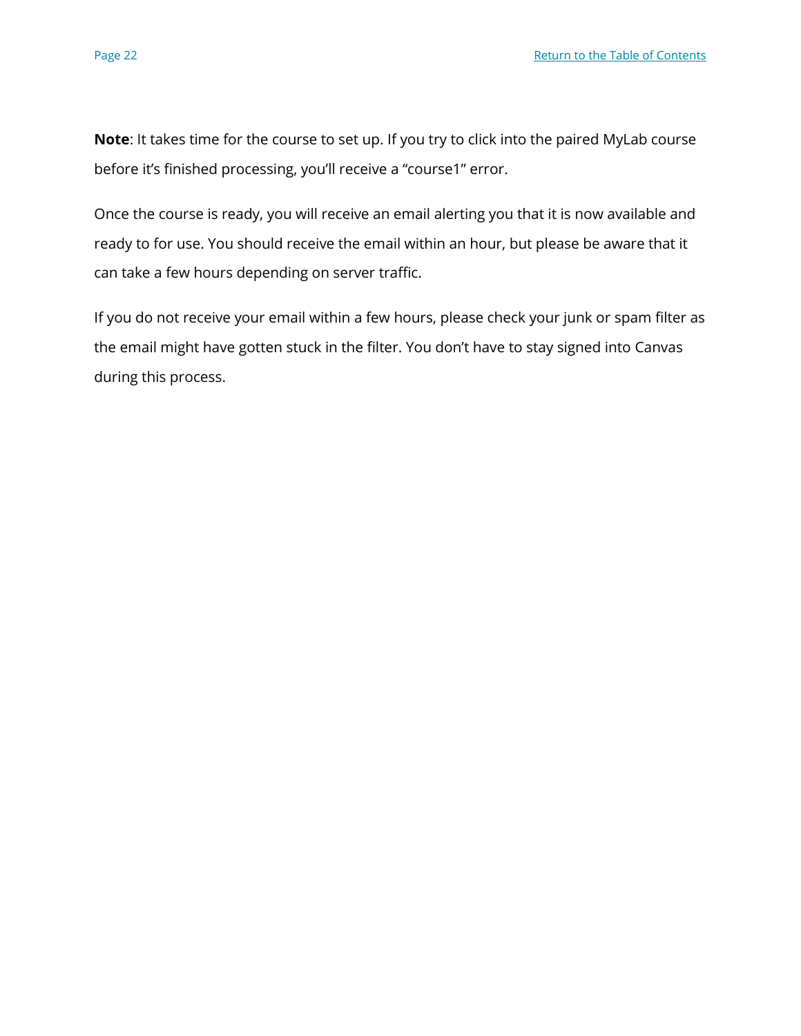**Note**: It takes time for the course to set up. If you try to click into the paired MyLab course before it's finished processing, you'll receive a "course1" error.

Once the course is ready, you will receive an email alerting you that it is now available and ready to for use. You should receive the email within an hour, but please be aware that it can take a few hours depending on server traffic.

If you do not receive your email within a few hours, please check your junk or spam filter as the email might have gotten stuck in the filter. You don't have to stay signed into Canvas during this process.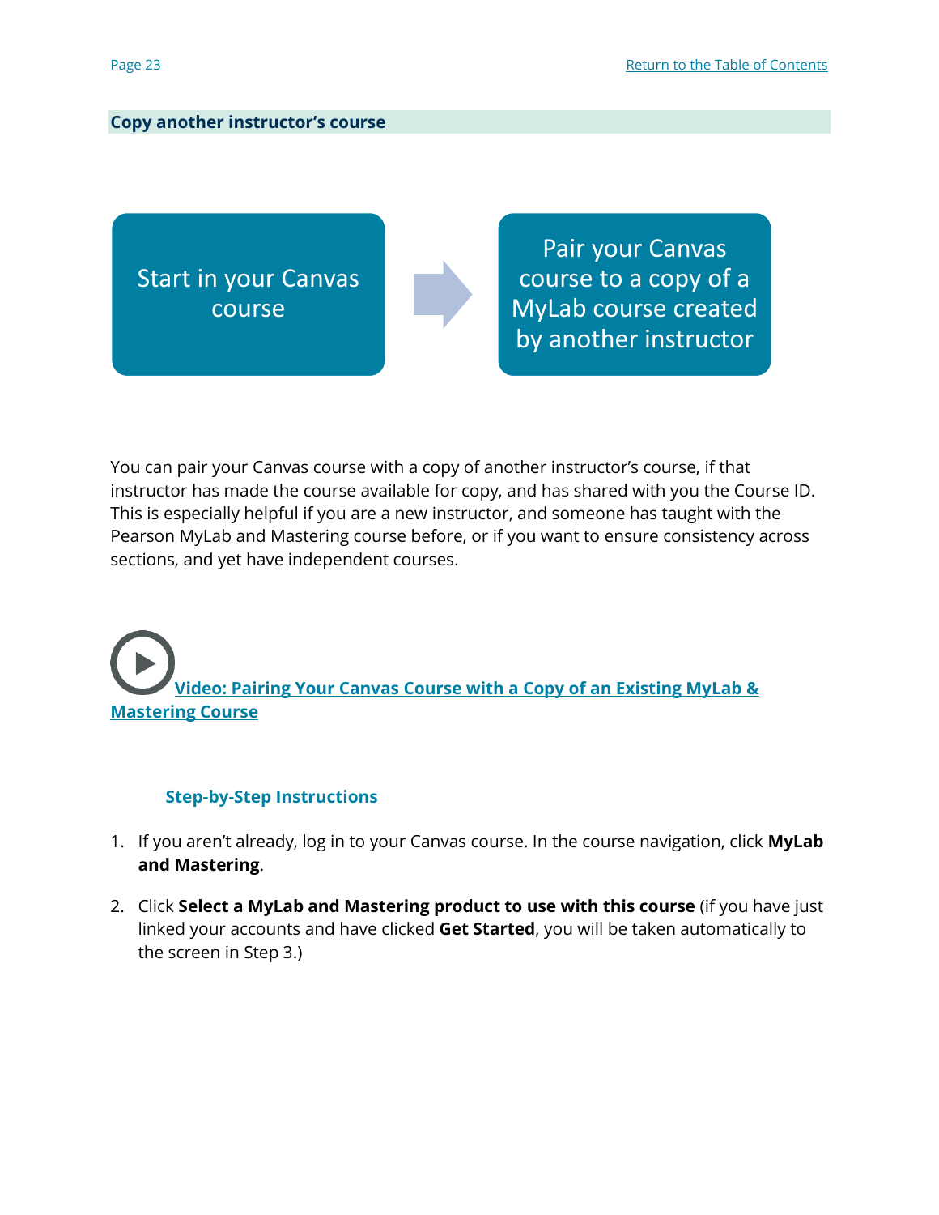## Copy another instructor’s course

Start in your Canvas course → Pair your Canvas course to a copy of a MyLab course created by another instructor

You can pair your Canvas course with a copy of another instructor’s course, if that instructor has made the course available for copy, and has shared with you the Course ID. This is especially helpful if you are a new instructor, and someone has taught with the Pearson MyLab and Mastering course before, or if you want to ensure consistency across sections, and yet have independent courses.

**Video: Pairing Your Canvas Course with a Copy of an Existing MyLab & Mastering Course**

### Step-by-Step Instructions

1. If you aren’t already, log in to your Canvas course. In the course navigation, click **MyLab and Mastering**.
2. Click **Select a MyLab and Mastering product to use with this course** (if you have just linked your accounts and have clicked **Get Started**, you will be taken automatically to the screen in Step 3.)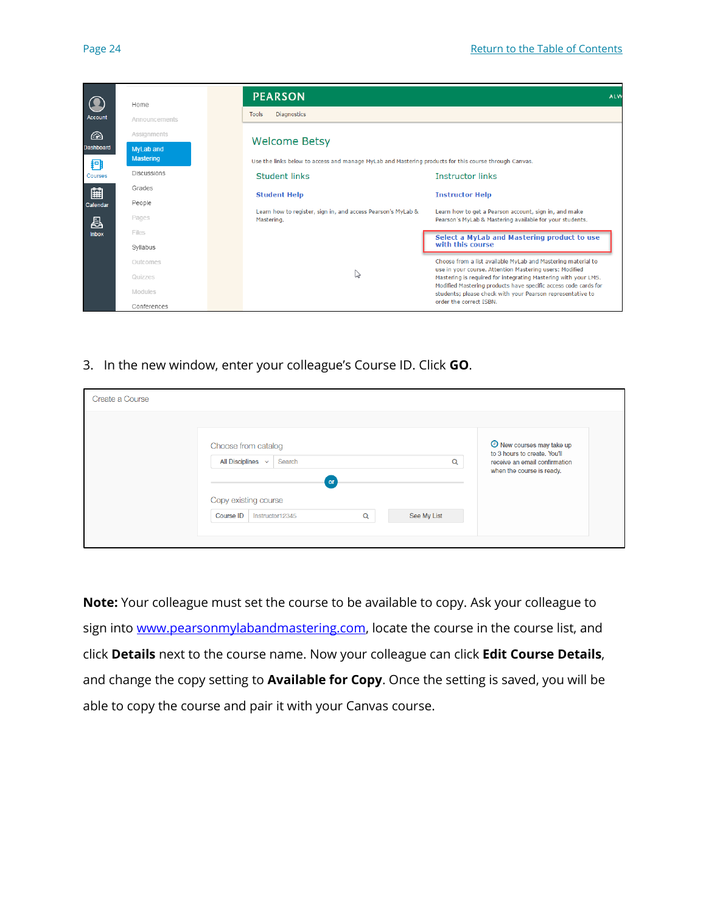3. In the new window, enter your colleague's Course ID. Click **GO**.

**Note:** Your colleague must set the course to be available to copy. Ask your colleague to sign into [www.pearsonmylabandmastering.com](http://www.pearsonmylabandmastering.com), locate the course in the course list, and click **Details** next to the course name. Now your colleague can click **Edit Course Details**, and change the copy setting to **Available for Copy**. Once the setting is saved, you will be able to copy the course and pair it with your Canvas course.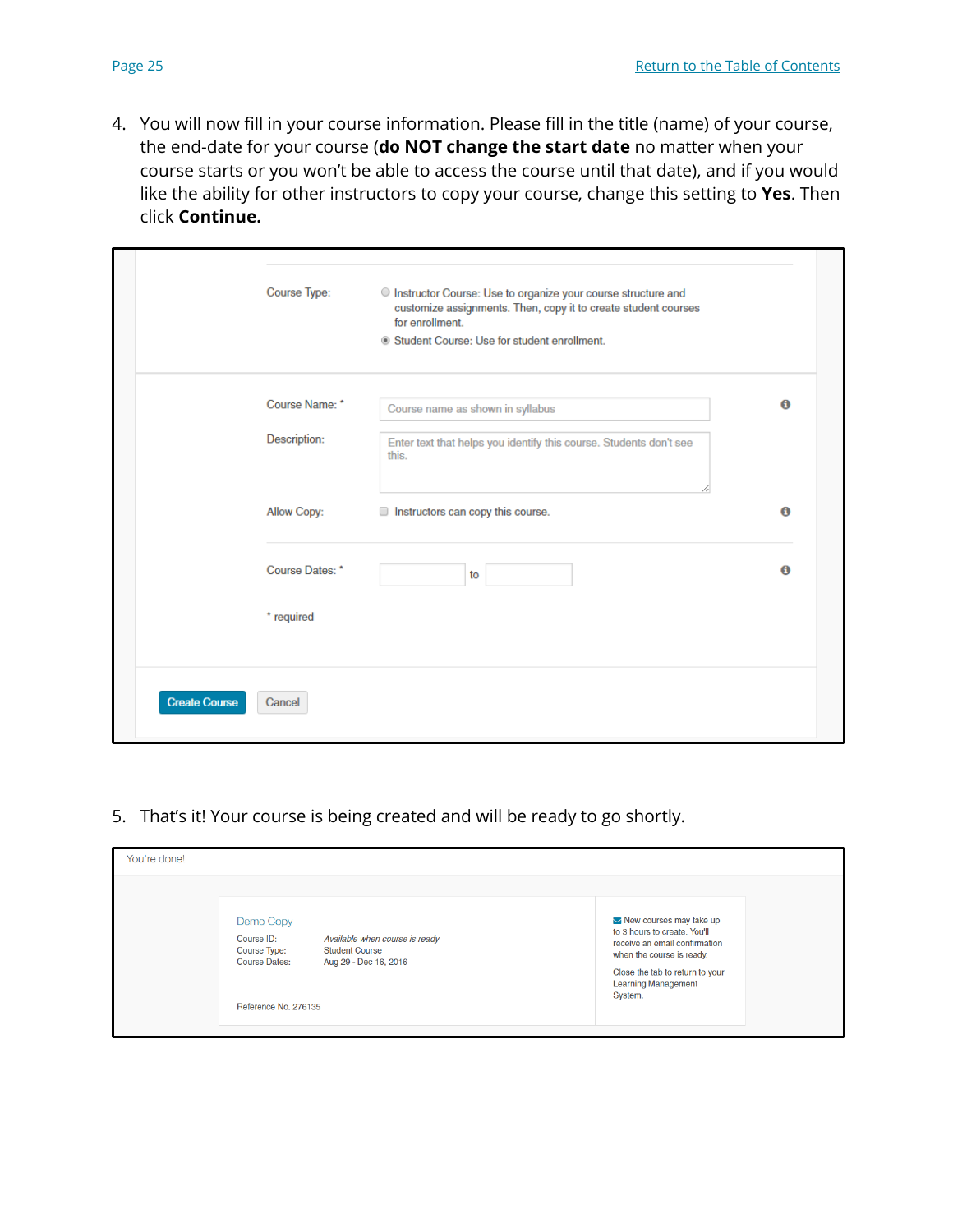4. You will now fill in your course information. Please fill in the title (name) of your course, the end-date for your course (**do NOT change the start date** no matter when your course starts or you won't be able to access the course until that date), and if you would like the ability for other instructors to copy your course, change this setting to **Yes**. Then click **Continue.**

Course Type:

- Instructor Course: Use to organize your course structure and customize assignments. Then, copy it to create student courses for enrollment.
- Student Course: Use for student enrollment.

Course Name: * Course name as shown in syllabus

Description: Enter text that helps you identify this course. Students don't see this.

Allow Copy: Instructors can copy this course.

Course Dates: * to

* required

Create Course Cancel

5. That's it! Your course is being created and will be ready to go shortly.

You're done!

Demo Copy

Course ID: *Available when course is ready*
Course Type: Student Course
Course Dates: Aug 29 - Dec 16, 2016

Reference No. 276135

New courses may take up to 3 hours to create. You'll receive an email confirmation when the course is ready.

Close the tab to return to your Learning Management System.